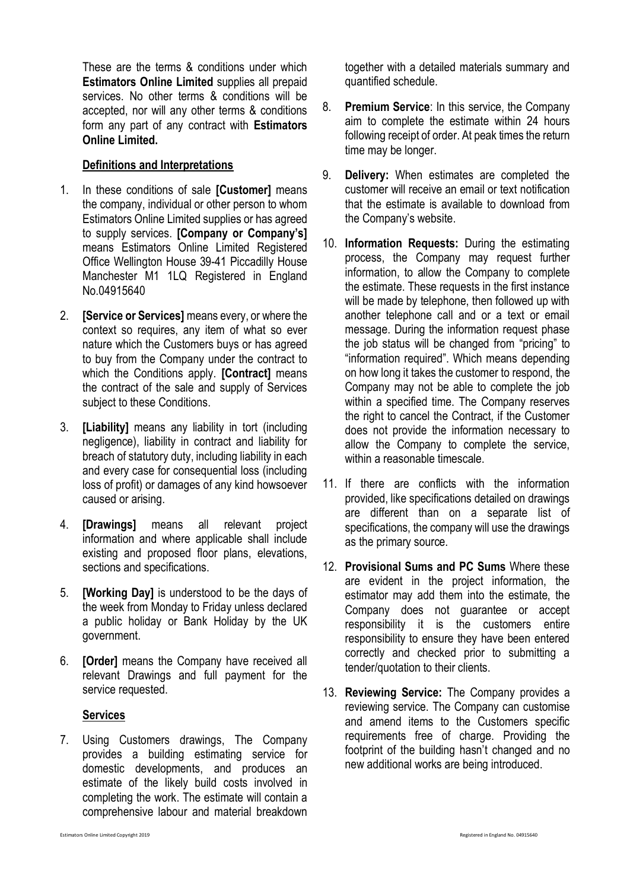These are the terms & conditions under which **Estimators Online Limited** supplies all prepaid services. No other terms & conditions will be accepted, nor will any other terms & conditions form any part of any contract with **Estimators Online Limited.**

## Definitions and Interpretations

1. In these conditions of sale **[Customer]** means the company, individual or other person to whom Estimators Online Limited supplies or has agreed to supply services. **[Company or Company's]** means Estimators Online Limited Registered Office Wellington House 39-41 Piccadilly House Manchester M1 1LQ Registered in England No.04915640

2. **[Service or Services]** means every, or where the context so requires, any item of what so ever nature which the Customers buys or has agreed to buy from the Company under the contract to which the Conditions apply. **[Contract]** means the contract of the sale and supply of Services subject to these Conditions.

3. **[Liability]** means any liability in tort (including negligence), liability in contract and liability for breach of statutory duty, including liability in each and every case for consequential loss (including loss of profit) or damages of any kind howsoever caused or arising.

4. **[Drawings]** means all relevant project information and where applicable shall include existing and proposed floor plans, elevations, sections and specifications.

5. **[Working Day]** is understood to be the days of the week from Monday to Friday unless declared a public holiday or Bank Holiday by the UK government.

6. **[Order]** means the Company have received all relevant Drawings and full payment for the service requested.

## Services

7. Using Customers drawings, The Company provides a building estimating service for domestic developments, and produces an estimate of the likely build costs involved in completing the work. The estimate will contain a comprehensive labour and material breakdown together with a detailed materials summary and quantified schedule.

8. **Premium Service**: In this service, the Company aim to complete the estimate within 24 hours following receipt of order. At peak times the return time may be longer.

9. **Delivery:** When estimates are completed the customer will receive an email or text notification that the estimate is available to download from the Company's website.

10. **Information Requests:** During the estimating process, the Company may request further information, to allow the Company to complete the estimate. These requests in the first instance will be made by telephone, then followed up with another telephone call and or a text or email message. During the information request phase the job status will be changed from "pricing" to "information required". Which means depending on how long it takes the customer to respond, the Company may not be able to complete the job within a specified time. The Company reserves the right to cancel the Contract, if the Customer does not provide the information necessary to allow the Company to complete the service, within a reasonable timescale.

11. If there are conflicts with the information provided, like specifications detailed on drawings are different than on a separate list of specifications, the company will use the drawings as the primary source.

12. **Provisional Sums and PC Sums** Where these are evident in the project information, the estimator may add them into the estimate, the Company does not guarantee or accept responsibility it is the customers entire responsibility to ensure they have been entered correctly and checked prior to submitting a tender/quotation to their clients.

13. **Reviewing Service:** The Company provides a reviewing service. The Company can customise and amend items to the Customers specific requirements free of charge. Providing the footprint of the building hasn't changed and no new additional works are being introduced.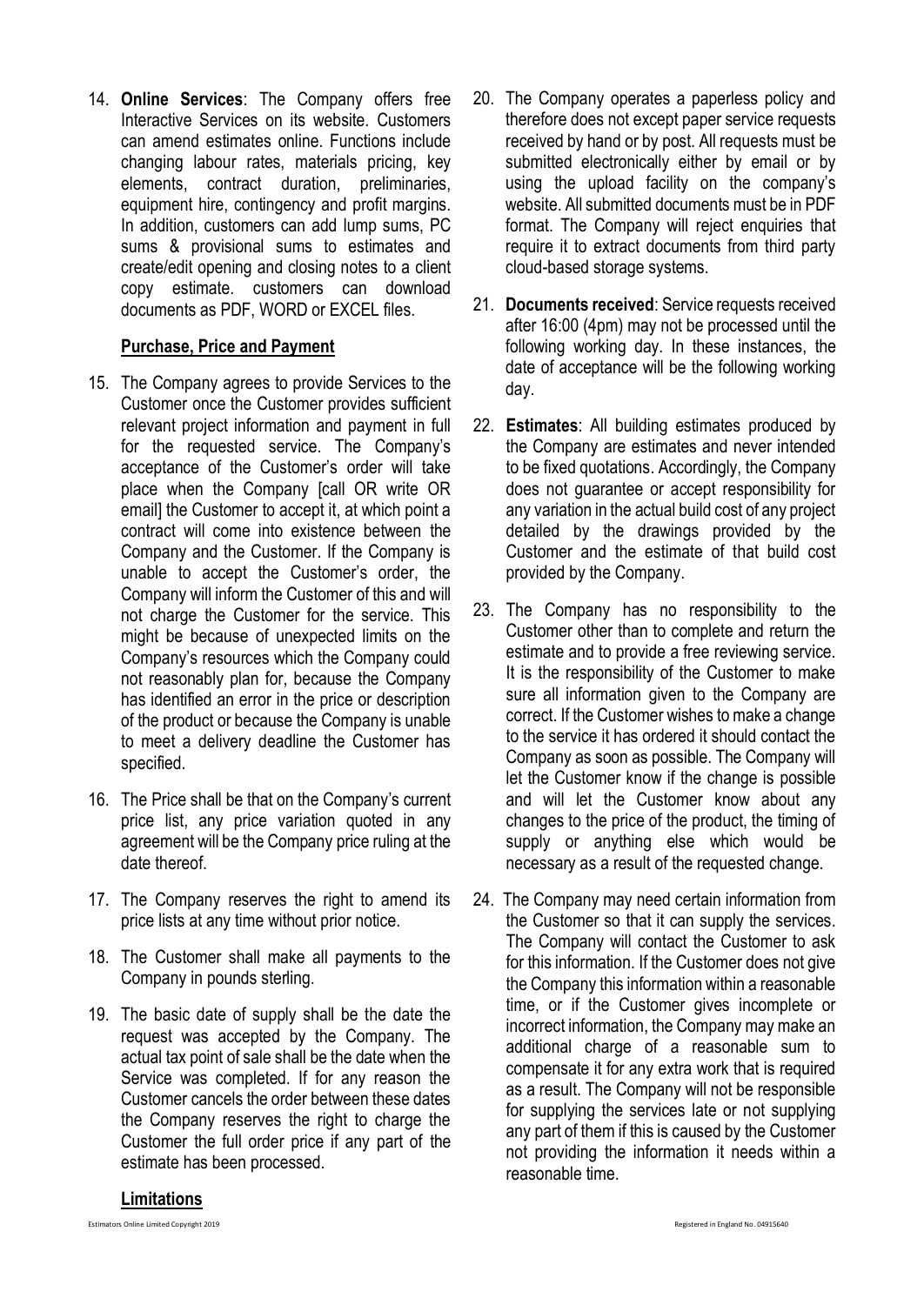14. **Online Services**: The Company offers free Interactive Services on its website. Customers can amend estimates online. Functions include changing labour rates, materials pricing, key elements, contract duration, preliminaries, equipment hire, contingency and profit margins. In addition, customers can add lump sums, PC sums & provisional sums to estimates and create/edit opening and closing notes to a client copy estimate. customers can download documents as PDF, WORD or EXCEL files.

**Purchase, Price and Payment**

15. The Company agrees to provide Services to the Customer once the Customer provides sufficient relevant project information and payment in full for the requested service. The Company's acceptance of the Customer's order will take place when the Company [call OR write OR email] the Customer to accept it, at which point a contract will come into existence between the Company and the Customer. If the Company is unable to accept the Customer's order, the Company will inform the Customer of this and will not charge the Customer for the service. This might be because of unexpected limits on the Company's resources which the Company could not reasonably plan for, because the Company has identified an error in the price or description of the product or because the Company is unable to meet a delivery deadline the Customer has specified.

16. The Price shall be that on the Company's current price list, any price variation quoted in any agreement will be the Company price ruling at the date thereof.

17. The Company reserves the right to amend its price lists at any time without prior notice.

18. The Customer shall make all payments to the Company in pounds sterling.

19. The basic date of supply shall be the date the request was accepted by the Company. The actual tax point of sale shall be the date when the Service was completed. If for any reason the Customer cancels the order between these dates the Company reserves the right to charge the Customer the full order price if any part of the estimate has been processed.

**Limitations**

20. The Company operates a paperless policy and therefore does not except paper service requests received by hand or by post. All requests must be submitted electronically either by email or by using the upload facility on the company's website. All submitted documents must be in PDF format. The Company will reject enquiries that require it to extract documents from third party cloud-based storage systems.

21. **Documents received**: Service requests received after 16:00 (4pm) may not be processed until the following working day. In these instances, the date of acceptance will be the following working day.

22. **Estimates**: All building estimates produced by the Company are estimates and never intended to be fixed quotations. Accordingly, the Company does not guarantee or accept responsibility for any variation in the actual build cost of any project detailed by the drawings provided by the Customer and the estimate of that build cost provided by the Company.

23. The Company has no responsibility to the Customer other than to complete and return the estimate and to provide a free reviewing service. It is the responsibility of the Customer to make sure all information given to the Company are correct. If the Customer wishes to make a change to the service it has ordered it should contact the Company as soon as possible. The Company will let the Customer know if the change is possible and will let the Customer know about any changes to the price of the product, the timing of supply or anything else which would be necessary as a result of the requested change.

24. The Company may need certain information from the Customer so that it can supply the services. The Company will contact the Customer to ask for this information. If the Customer does not give the Company this information within a reasonable time, or if the Customer gives incomplete or incorrect information, the Company may make an additional charge of a reasonable sum to compensate it for any extra work that is required as a result. The Company will not be responsible for supplying the services late or not supplying any part of them if this is caused by the Customer not providing the information it needs within a reasonable time.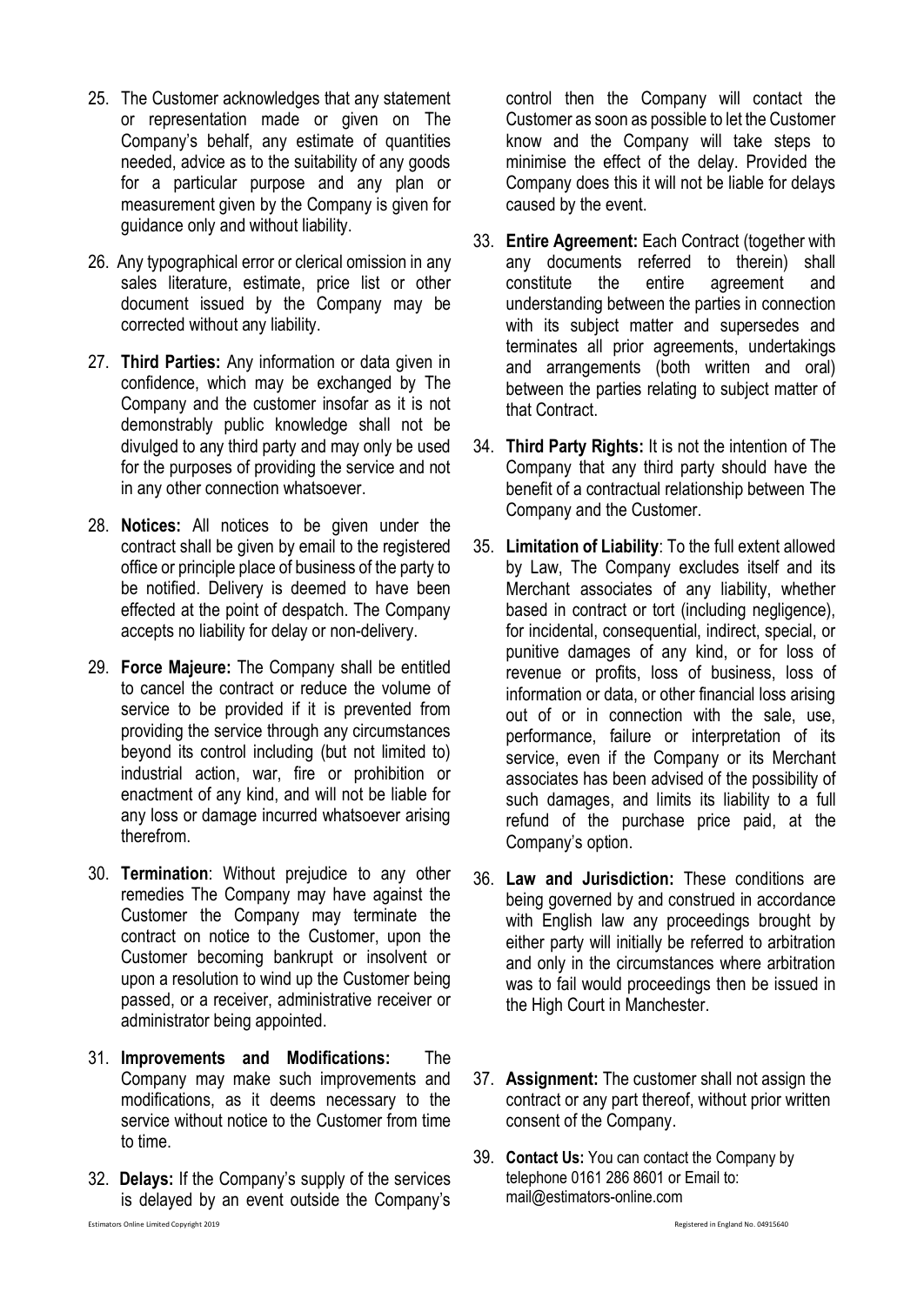25. The Customer acknowledges that any statement or representation made or given on The Company's behalf, any estimate of quantities needed, advice as to the suitability of any goods for a particular purpose and any plan or measurement given by the Company is given for guidance only and without liability.

26. Any typographical error or clerical omission in any sales literature, estimate, price list or other document issued by the Company may be corrected without any liability.

27. **Third Parties:** Any information or data given in confidence, which may be exchanged by The Company and the customer insofar as it is not demonstrably public knowledge shall not be divulged to any third party and may only be used for the purposes of providing the service and not in any other connection whatsoever.

28. **Notices:** All notices to be given under the contract shall be given by email to the registered office or principle place of business of the party to be notified. Delivery is deemed to have been effected at the point of despatch. The Company accepts no liability for delay or non-delivery.

29. **Force Majeure:** The Company shall be entitled to cancel the contract or reduce the volume of service to be provided if it is prevented from providing the service through any circumstances beyond its control including (but not limited to) industrial action, war, fire or prohibition or enactment of any kind, and will not be liable for any loss or damage incurred whatsoever arising therefrom.

30. **Termination**: Without prejudice to any other remedies The Company may have against the Customer the Company may terminate the contract on notice to the Customer, upon the Customer becoming bankrupt or insolvent or upon a resolution to wind up the Customer being passed, or a receiver, administrative receiver or administrator being appointed.

31. **Improvements and Modifications:** The Company may make such improvements and modifications, as it deems necessary to the service without notice to the Customer from time to time.

32. **Delays:** If the Company's supply of the services is delayed by an event outside the Company's control then the Company will contact the Customer as soon as possible to let the Customer know and the Company will take steps to minimise the effect of the delay. Provided the Company does this it will not be liable for delays caused by the event.

33. **Entire Agreement:** Each Contract (together with any documents referred to therein) shall constitute the entire agreement and understanding between the parties in connection with its subject matter and supersedes and terminates all prior agreements, undertakings and arrangements (both written and oral) between the parties relating to subject matter of that Contract.

34. **Third Party Rights:** It is not the intention of The Company that any third party should have the benefit of a contractual relationship between The Company and the Customer.

35. **Limitation of Liability**: To the full extent allowed by Law, The Company excludes itself and its Merchant associates of any liability, whether based in contract or tort (including negligence), for incidental, consequential, indirect, special, or punitive damages of any kind, or for loss of revenue or profits, loss of business, loss of information or data, or other financial loss arising out of or in connection with the sale, use, performance, failure or interpretation of its service, even if the Company or its Merchant associates has been advised of the possibility of such damages, and limits its liability to a full refund of the purchase price paid, at the Company's option.

36. **Law and Jurisdiction:** These conditions are being governed by and construed in accordance with English law any proceedings brought by either party will initially be referred to arbitration and only in the circumstances where arbitration was to fail would proceedings then be issued in the High Court in Manchester.

37. **Assignment:** The customer shall not assign the contract or any part thereof, without prior written consent of the Company.

39. **Contact Us:** You can contact the Company by telephone 0161 286 8601 or Email to: mail@estimators-online.com

Estimators Online Limited Copyright 2019 Registered in England No. 04915640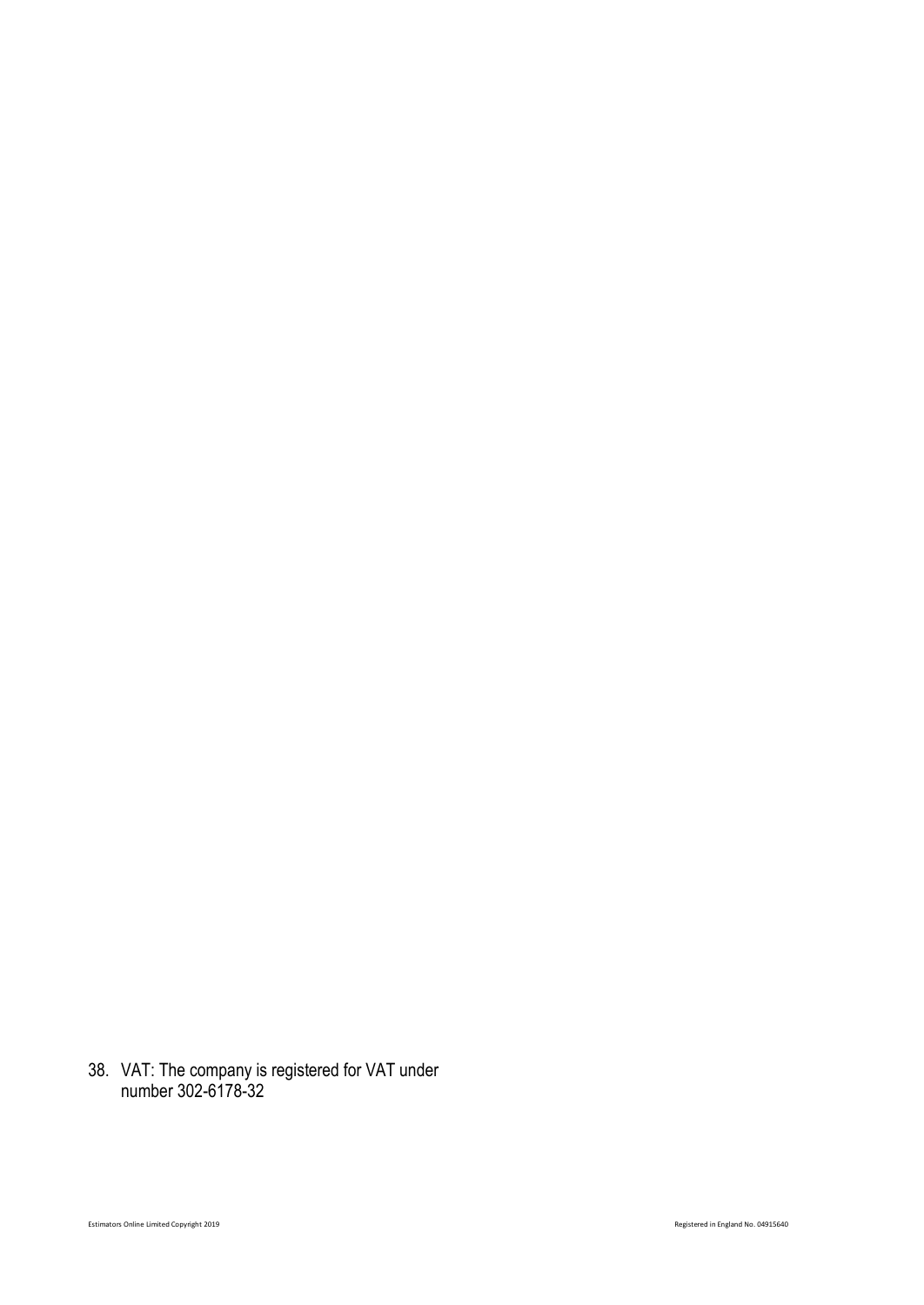38. VAT: The company is registered for VAT under number 302-6178-32